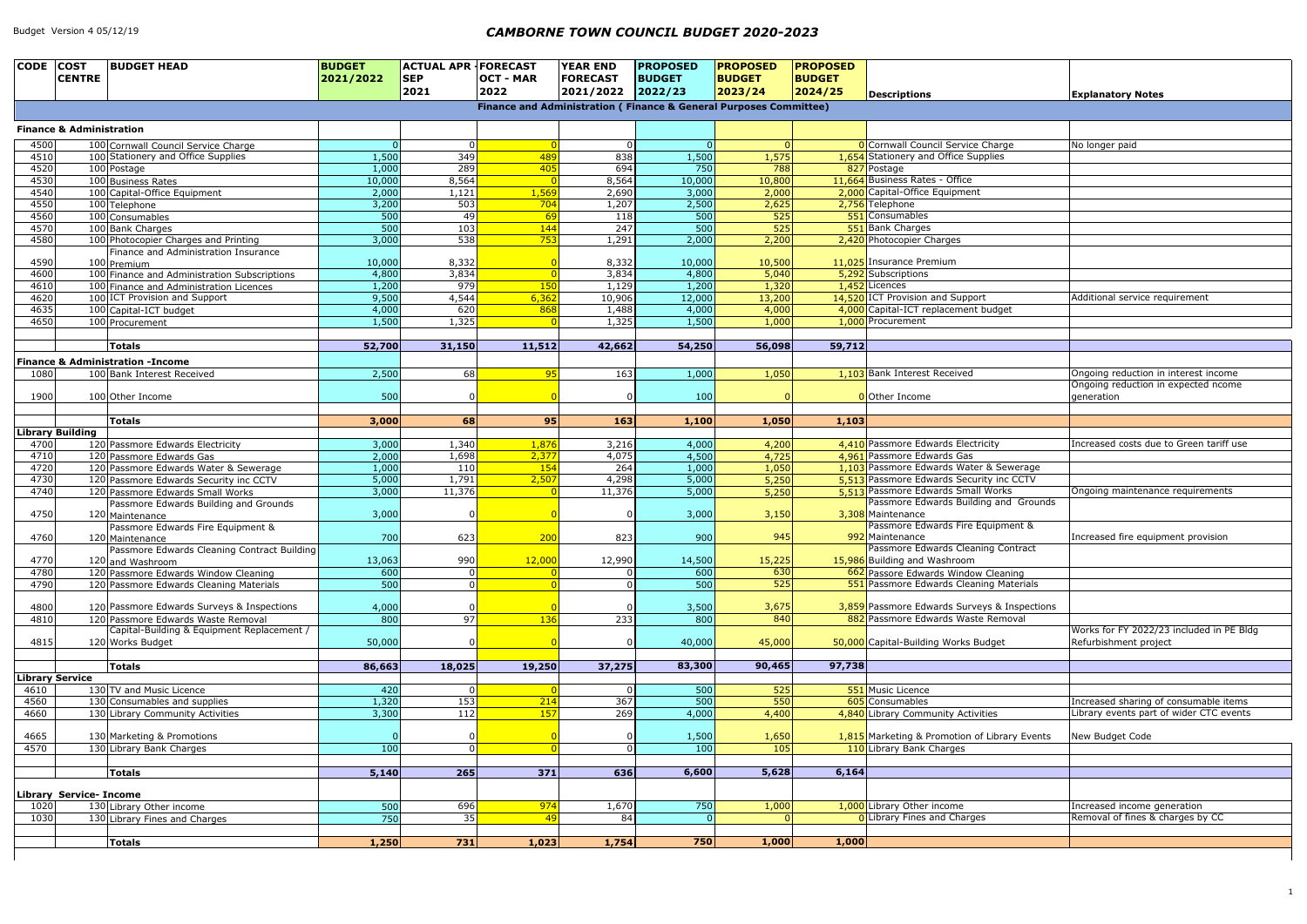# CAMBORNE TOWN COUNCIL BUDGET 2020-2023

Budget Version 4 05/12/19

| CODE | COST CENTRE | BUDGET HEAD | BUDGET 2021/2022 | ACTUAL APR - SEP 2021 | FORECAST OCT - MAR 2022 | YEAR END FORECAST 2021/2022 | PROPOSED BUDGET 2022/23 | PROPOSED BUDGET 2023/24 | PROPOSED BUDGET 2024/25 | Descriptions | Explanatory Notes |
|---|---|---|---|---|---|---|---|---|---|---|---|
| **Finance and Administration ( Finance & General Purposes Committee)** | | | | | | | | | | | |
| **Finance & Administration** | | | | | | | | | | | |
| 4500 | 100 | Cornwall Council Service Charge | 0 | 0 | 0 | 0 | 0 | 0 | 0 | Cornwall Council Service Charge | No longer paid |
| 4510 | 100 | Stationery and Office Supplies | 1,500 | 349 | 489 | 838 | 1,500 | 1,575 | 1,654 | Stationery and Office Supplies | |
| 4520 | 100 | Postage | 1,000 | 289 | 405 | 694 | 750 | 788 | 827 | Postage | |
| 4530 | 100 | Business Rates | 10,000 | 8,564 | 0 | 8,564 | 10,000 | 10,800 | 11,664 | Business Rates - Office | |
| 4540 | 100 | Capital-Office Equipment | 2,000 | 1,121 | 1,569 | 2,690 | 3,000 | 2,000 | 2,000 | Capital-Office Equipment | |
| 4550 | 100 | Telephone | 3,200 | 503 | 704 | 1,207 | 2,500 | 2,625 | 2,756 | Telephone | |
| 4560 | 100 | Consumables | 500 | 49 | 69 | 118 | 500 | 525 | 551 | Consumables | |
| 4570 | 100 | Bank Charges | 500 | 103 | 144 | 247 | 500 | 525 | 551 | Bank Charges | |
| 4580 | 100 | Photocopier Charges and Printing | 3,000 | 538 | 753 | 1,291 | 2,000 | 2,200 | 2,420 | Photocopier Charges | |
| 4590 | 100 | Finance and Administration Insurance Premium | 10,000 | 8,332 | 0 | 8,332 | 10,000 | 10,500 | 11,025 | Insurance Premium | |
| 4600 | 100 | Finance and Administration Subscriptions | 4,800 | 3,834 | 0 | 3,834 | 4,800 | 5,040 | 5,292 | Subscriptions | |
| 4610 | 100 | Finance and Administration Licences | 1,200 | 979 | 150 | 1,129 | 1,200 | 1,320 | 1,452 | Licences | |
| 4620 | 100 | ICT Provision and Support | 9,500 | 4,544 | 6,362 | 10,906 | 12,000 | 13,200 | 14,520 | ICT Provision and Support | Additional service requirement |
| 4635 | 100 | Capital-ICT budget | 4,000 | 620 | 868 | 1,488 | 4,000 | 4,000 | 4,000 | Capital-ICT replacement budget | |
| 4650 | 100 | Procurement | 1,500 | 1,325 | 0 | 1,325 | 1,500 | 1,000 | 1,000 | Procurement | |
| | | **Totals** | **52,700** | **31,150** | **11,512** | **42,662** | **54,250** | **56,098** | **59,712** | | |
| **Finance & Administration -Income** | | | | | | | | | | | |
| 1080 | 100 | Bank Interest Received | 2,500 | 68 | 95 | 163 | 1,000 | 1,050 | 1,103 | Bank Interest Received | Ongoing reduction in interest income |
| 1900 | 100 | Other Income | 500 | 0 | 0 | 0 | 100 | 0 | 0 | Other Income | Ongoing reduction in expected ncome generation |
| | | **Totals** | **3,000** | **68** | **95** | **163** | **1,100** | **1,050** | **1,103** | | |
| **Library Building** | | | | | | | | | | | |
| 4700 | 120 | Passmore Edwards Electricity | 3,000 | 1,340 | 1,876 | 3,216 | 4,000 | 4,200 | 4,410 | Passmore Edwards Electricity | Increased costs due to Green tariff use |
| 4710 | 120 | Passmore Edwards Gas | 2,000 | 1,698 | 2,377 | 4,075 | 4,500 | 4,725 | 4,961 | Passmore Edwards Gas | |
| 4720 | 120 | Passmore Edwards Water & Sewerage | 1,000 | 110 | 154 | 264 | 1,000 | 1,050 | 1,103 | Passmore Edwards Water & Sewerage | |
| 4730 | 120 | Passmore Edwards Security inc CCTV | 5,000 | 1,791 | 2,507 | 4,298 | 5,000 | 5,250 | 5,513 | Passmore Edwards Security inc CCTV | |
| 4740 | 120 | Passmore Edwards Small Works | 3,000 | 11,376 | 0 | 11,376 | 5,000 | 5,250 | 5,513 | Passmore Edwards Small Works | Ongoing maintenance requirements |
| 4750 | 120 | Passmore Edwards Building and Grounds Maintenance | 3,000 | 0 | 0 | 0 | 3,000 | 3,150 | 3,308 | Passmore Edwards Building and Grounds Maintenance | |
| 4760 | 120 | Passmore Edwards Fire Equipment & Maintenance | 700 | 623 | 200 | 823 | 900 | 945 | 992 | Passmore Edwards Fire Equipment & Maintenance | Increased fire equipment provision |
| 4770 | 120 | Passmore Edwards Cleaning Contract Building and Washroom | 13,063 | 990 | 12,000 | 12,990 | 14,500 | 15,225 | 15,986 | Passmore Edwards Cleaning Contract Building and Washroom | |
| 4780 | 120 | Passmore Edwards Window Cleaning | 600 | 0 | 0 | 0 | 600 | 630 | 662 | Passore Edwards Window Cleaning | |
| 4790 | 120 | Passmore Edwards Cleaning Materials | 500 | 0 | 0 | 0 | 500 | 525 | 551 | Passmore Edwards Cleaning Materials | |
| 4800 | 120 | Passmore Edwards Surveys & Inspections | 4,000 | 0 | 0 | 0 | 3,500 | 3,675 | 3,859 | Passmore Edwards Surveys & Inspections | |
| 4810 | 120 | Passmore Edwards Waste Removal | 800 | 97 | 136 | 233 | 800 | 840 | 882 | Passmore Edwards Waste Removal | |
| 4815 | 120 | Capital-Building & Equipment Replacement / Works Budget | 50,000 | 0 | 0 | 0 | 40,000 | 45,000 | 50,000 | Capital-Building Works Budget | Works for FY 2022/23 included in PE Bldg Refurbishment project |
| | | **Totals** | **86,663** | **18,025** | **19,250** | **37,275** | **83,300** | **90,465** | **97,738** | | |
| **Library Service** | | | | | | | | | | | |
| 4610 | 130 | TV and Music Licence | 420 | 0 | 0 | 0 | 500 | 525 | 551 | Music Licence | |
| 4560 | 130 | Consumables and supplies | 1,320 | 153 | 214 | 367 | 500 | 550 | 605 | Consumables | Increased sharing of consumable items |
| 4660 | 130 | Library Community Activities | 3,300 | 112 | 157 | 269 | 4,000 | 4,400 | 4,840 | Library Community Activities | Library events part of wider CTC events |
| 4665 | 130 | Marketing & Promotions | 0 | 0 | 0 | 0 | 1,500 | 1,650 | 1,815 | Marketing & Promotion of Library Events | New Budget Code |
| 4570 | 130 | Library Bank Charges | 100 | 0 | 0 | 0 | 100 | 105 | 110 | Library Bank Charges | |
| | | **Totals** | **5,140** | **265** | **371** | **636** | **6,600** | **5,628** | **6,164** | | |
| **Library Service- Income** | | | | | | | | | | | |
| 1020 | 130 | Library Other income | 500 | 696 | 974 | 1,670 | 750 | 1,000 | 1,000 | Library Other income | Increased income generation |
| 1030 | 130 | Library Fines and Charges | 750 | 35 | 49 | 84 | 0 | 0 | 0 | Library Fines and Charges | Removal of fines & charges by CC |
| | | **Totals** | **1,250** | **731** | **1,023** | **1,754** | **750** | **1,000** | **1,000** | | |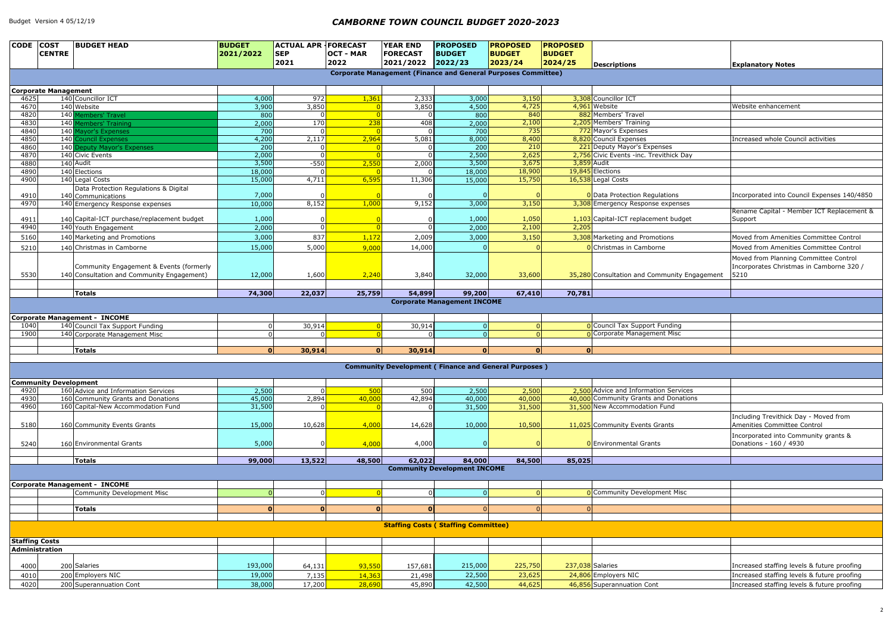Budget Version 4 05/12/19

# CAMBORNE TOWN COUNCIL BUDGET 2020-2023

| CODE | COST CENTRE | BUDGET HEAD | BUDGET 2021/2022 | ACTUAL APR - SEP 2021 | FORECAST OCT - MAR 2022 | YEAR END FORECAST 2021/2022 | PROPOSED BUDGET 2022/23 | PROPOSED BUDGET 2023/24 | PROPOSED BUDGET 2024/25 | Descriptions | Explanatory Notes |
|---|---|---|---|---|---|---|---|---|---|---|---|
| | | **Corporate Management (Finance and General Purposes Committee)** | | | | | | | | | |
| | | | | | | | | | | | |
| **Corporate Management** | | | | | | | | | | | |
| 4625 | 140 | Councillor ICT | 4,000 | 972 | 1,361 | 2,333 | 3,000 | 3,150 | 3,308 | Councillor ICT | |
| 4670 | 140 | Website | 3,900 | 3,850 | 0 | 3,850 | 4,500 | 4,725 | 4,961 | Website | Website enhancement |
| 4820 | 140 | Members' Travel | 800 | 0 | 0 | 0 | 800 | 840 | 882 | Members' Travel | |
| 4830 | 140 | Members' Training | 2,000 | 170 | 238 | 408 | 2,000 | 2,100 | 2,205 | Members' Training | |
| 4840 | 140 | Mayor's Expenses | 700 | 0 | 0 | 0 | 700 | 735 | 772 | Mayor's Expenses | |
| 4850 | 140 | Council Expenses | 4,200 | 2,117 | 2,964 | 5,081 | 8,000 | 8,400 | 8,820 | Council Expenses | Increased whole Council activities |
| 4860 | 140 | Deputy Mayor's Expenses | 200 | 0 | 0 | 0 | 200 | 210 | 221 | Deputy Mayor's Expenses | |
| 4870 | 140 | Civic Events | 2,000 | 0 | 0 | 0 | 2,500 | 2,625 | 2,756 | Civic Events -inc. Trevithick Day | |
| 4880 | 140 | Audit | 3,500 | -550 | 2,550 | 2,000 | 3,500 | 3,675 | 3,859 | Audit | |
| 4890 | 140 | Elections | 18,000 | 0 | 0 | 0 | 18,000 | 18,900 | 19,845 | Elections | |
| 4900 | 140 | Legal Costs | 15,000 | 4,711 | 6,595 | 11,306 | 15,000 | 15,750 | 16,538 | Legal Costs | |
| 4910 | 140 | Data Protection Regulations & Digital Communications | 7,000 | 0 | 0 | 0 | 0 | 0 | 0 | Data Protection Regulations | Incorporated into Council Expenses 140/4850 |
| 4970 | 140 | Emergency Response expenses | 10,000 | 8,152 | 1,000 | 9,152 | 3,000 | 3,150 | 3,308 | Emergency Response expenses | |
| 4911 | 140 | Capital-ICT purchase/replacement budget | 1,000 | 0 | 0 | 0 | 1,000 | 1,050 | 1,103 | Capital-ICT replacement budget | Rename Capital - Member ICT Replacement & Support |
| 4940 | 140 | Youth Engagement | 2,000 | 0 | 0 | 0 | 2,000 | 2,100 | 2,205 | | |
| 5160 | 140 | Marketing and Promotions | 3,000 | 837 | 1,172 | 2,009 | 3,000 | 3,150 | 3,308 | Marketing and Promotions | Moved from Amenities Committee Control |
| 5210 | 140 | Christmas in Camborne | 15,000 | 5,000 | 9,000 | 14,000 | 0 | 0 | 0 | Christmas in Camborne | Moved from Amenities Committee Control |
| 5530 | 140 | Community Engagement & Events (formerly Consultation and Community Engagement) | 12,000 | 1,600 | 2,240 | 3,840 | 32,000 | 33,600 | 35,280 | Consultation and Community Engagement | Moved from Planning Committee Control Incorporates Christmas in Camborne 320 / 5210 |
| | | | | | | | | | | | |
| | | **Totals** | **74,300** | **22,037** | **25,759** | **54,899** | **99,200** | **67,410** | **70,781** | | |
| | | **Corporate Management INCOME** | | | | | | | | | |
| | | | | | | | | | | | |
| **Corporate Management - INCOME** | | | | | | | | | | | |
| 1040 | 140 | Council Tax Support Funding | 0 | 30,914 | 0 | 30,914 | 0 | 0 | 0 | Council Tax Support Funding | |
| 1900 | 140 | Corporate Management Misc | 0 | 0 | 0 | 0 | 0 | 0 | 0 | Corporate Management Misc | |
| | | | | | | | | | | | |
| | | **Totals** | **0** | **30,914** | **0** | **30,914** | **0** | **0** | **0** | | |
| | | | | | | | | | | | |
| | | **Community Development ( Finance and General Purposes )** | | | | | | | | | |
| | | | | | | | | | | | |
| **Community Development** | | | | | | | | | | | |
| 4920 | 160 | Advice and Information Services | 2,500 | 0 | 500 | 500 | 2,500 | 2,500 | 2,500 | Advice and Information Services | |
| 4930 | 160 | Community Grants and Donations | 45,000 | 2,894 | 40,000 | 42,894 | 40,000 | 40,000 | 40,000 | Community Grants and Donations | |
| 4960 | 160 | Capital-New Accommodation Fund | 31,500 | 0 | 0 | 0 | 31,500 | 31,500 | 31,500 | New Accommodation Fund | |
| 5180 | 160 | Community Events Grants | 15,000 | 10,628 | 4,000 | 14,628 | 10,000 | 10,500 | 11,025 | Community Events Grants | Including Trevithick Day - Moved from Amenities Committee Control |
| 5240 | 160 | Environmental Grants | 5,000 | 0 | 4,000 | 4,000 | 0 | 0 | 0 | Environmental Grants | Incorporated into Community grants & Donations - 160 / 4930 |
| | | | | | | | | | | | |
| | | **Totals** | **99,000** | **13,522** | **48,500** | **62,022** | **84,000** | **84,500** | **85,025** | | |
| | | **Community Development INCOME** | | | | | | | | | |
| | | | | | | | | | | | |
| **Corporate Management - INCOME** | | | | | | | | | | | |
| | | Community Development Misc | 0 | 0 | 0 | 0 | 0 | 0 | 0 | Community Development Misc | |
| | | | | | | | | | | | |
| | | **Totals** | **0** | **0** | **0** | **0** | 0 | 0 | 0 | | |
| | | | | | | | | | | | |
| | | **Staffing Costs ( Staffing Committee)** | | | | | | | | | |
| | | | | | | | | | | | |
| **Staffing Costs** | | | | | | | | | | | |
| **Administration** | | | | | | | | | | | |
| | | | | | | | | | | | |
| 4000 | 200 | Salaries | 193,000 | 64,131 | 93,550 | 157,681 | 215,000 | 225,750 | 237,038 | Salaries | Increased staffing levels & future proofing |
| 4010 | 200 | Employers NIC | 19,000 | 7,135 | 14,363 | 21,498 | 22,500 | 23,625 | 24,806 | Employers NIC | Increased staffing levels & future proofing |
| 4020 | 200 | Superannuation Cont | 38,000 | 17,200 | 28,690 | 45,890 | 42,500 | 44,625 | 46,856 | Superannuation Cont | Increased staffing levels & future proofing |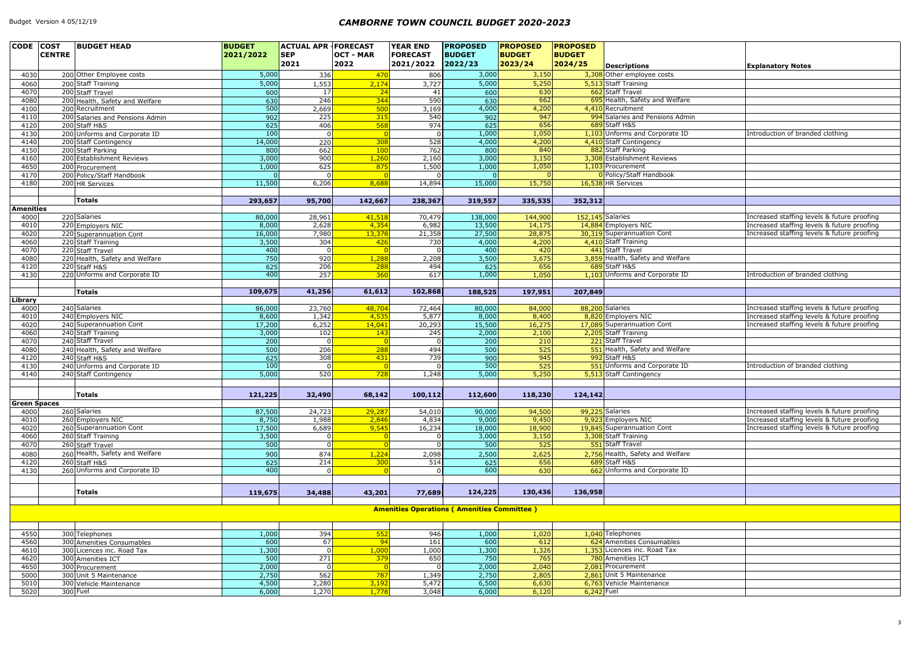# CAMBORNE TOWN COUNCIL BUDGET 2020-2023

| CODE | COST CENTRE | BUDGET HEAD | BUDGET 2021/2022 | ACTUAL APR - SEP 2021 | FORECAST OCT - MAR 2022 | YEAR END FORECAST 2021/2022 | PROPOSED BUDGET 2022/23 | PROPOSED BUDGET 2023/24 | PROPOSED BUDGET 2024/25 | Descriptions | Explanatory Notes |
|---|---|---|---|---|---|---|---|---|---|---|---|
| 4030 | 200 | Other Employee costs | 5,000 | 336 | 470 | 806 | 3,000 | 3,150 | 3,308 | Other employee costs | |
| 4060 | 200 | Staff Training | 5,000 | 1,553 | 2,174 | 3,727 | 5,000 | 5,250 | 5,513 | Staff Training | |
| 4070 | 200 | Staff Travel | 600 | 17 | 24 | 41 | 600 | 630 | 662 | Staff Travel | |
| 4080 | 200 | Health, Safety and Welfare | 630 | 246 | 344 | 590 | 630 | 662 | 695 | Health, Safety and Welfare | |
| 4100 | 200 | Recruitment | 500 | 2,669 | 500 | 3,169 | 4,000 | 4,200 | 4,410 | Recruitment | |
| 4110 | 200 | Salaries and Pensions Admin | 902 | 225 | 315 | 540 | 902 | 947 | 994 | Salaries and Pensions Admin | |
| 4120 | 200 | Staff H&S | 625 | 406 | 568 | 974 | 625 | 656 | 689 | Staff H&S | |
| 4130 | 200 | Unforms and Corporate ID | 100 | 0 | 0 | 0 | 1,000 | 1,050 | 1,103 | Unforms and Corporate ID | Introduction of branded clothing |
| 4140 | 200 | Staff Contingency | 14,000 | 220 | 308 | 528 | 4,000 | 4,200 | 4,410 | Staff Contingency | |
| 4150 | 200 | Staff Parking | 800 | 662 | 100 | 762 | 800 | 840 | 882 | Staff Parking | |
| 4160 | 200 | Establishment Reviews | 3,000 | 900 | 1,260 | 2,160 | 3,000 | 3,150 | 3,308 | Establishment Reviews | |
| 4650 | 200 | Procurement | 1,000 | 625 | 875 | 1,500 | 1,000 | 1,050 | 1,103 | Procurement | |
| 4170 | 200 | Policy/Staff Handbook | 0 | 0 | 0 | 0 | 0 | 0 | 0 | Policy/Staff Handbook | |
| 4180 | 200 | HR Services | 11,500 | 6,206 | 8,688 | 14,894 | 15,000 | 15,750 | 16,538 | HR Services | |
| | | | | | | | | | | | |
| | | **Totals** | **293,657** | **95,700** | **142,667** | **238,367** | **319,557** | **335,535** | **352,312** | | |
| **Amenities** | | | | | | | | | | | |
| 4000 | 220 | Salaries | 80,000 | 28,961 | 41,518 | 70,479 | 138,000 | 144,900 | 152,145 | Salaries | Increased staffing levels & future proofing |
| 4010 | 220 | Employers NIC | 8,000 | 2,628 | 4,354 | 6,982 | 13,500 | 14,175 | 14,884 | Employers NIC | Increased staffing levels & future proofing |
| 4020 | 220 | Superannuation Cont | 16,000 | 7,980 | 13,378 | 21,358 | 27,500 | 28,875 | 30,319 | Superannuation Cont | Increased staffing levels & future proofing |
| 4060 | 220 | Staff Training | 3,500 | 304 | 426 | 730 | 4,000 | 4,200 | 4,410 | Staff Training | |
| 4070 | 220 | Staff Travel | 400 | 0 | 0 | 0 | 400 | 420 | 441 | Staff Travel | |
| 4080 | 220 | Health, Safety and Welfare | 750 | 920 | 1,288 | 2,208 | 3,500 | 3,675 | 3,859 | Health, Safety and Welfare | |
| 4120 | 220 | Staff H&S | 625 | 206 | 288 | 494 | 625 | 656 | 689 | Staff H&S | |
| 4130 | 220 | Unforms and Corporate ID | 400 | 257 | 360 | 617 | 1,000 | 1,050 | 1,103 | Unforms and Corporate ID | Introduction of branded clothing |
| | | | | | | | | | | | |
| | | **Totals** | **109,675** | **41,256** | **61,612** | **102,868** | **188,525** | **197,951** | **207,849** | | |
| **Library** | | | | | | | | | | | |
| 4000 | 240 | Salaries | 86,000 | 23,760 | 48,704 | 72,464 | 80,000 | 84,000 | 88,200 | Salaries | Increased staffing levels & future proofing |
| 4010 | 240 | Employers NIC | 8,600 | 1,342 | 4,535 | 5,877 | 8,000 | 8,400 | 8,820 | Employers NIC | Increased staffing levels & future proofing |
| 4020 | 240 | Superannuation Cont | 17,200 | 6,252 | 14,041 | 20,293 | 15,500 | 16,275 | 17,089 | Superannuation Cont | Increased staffing levels & future proofing |
| 4060 | 240 | Staff Training | 3,000 | 102 | 143 | 245 | 2,000 | 2,100 | 2,205 | Staff Training | |
| 4070 | 240 | Staff Travel | 200 | 0 | 0 | 0 | 200 | 210 | 221 | Staff Travel | |
| 4080 | 240 | Health, Safety and Welfare | 500 | 206 | 288 | 494 | 500 | 525 | 551 | Health, Safety and Welfare | |
| 4120 | 240 | Staff H&S | 625 | 308 | 431 | 739 | 900 | 945 | 992 | Staff H&S | |
| 4130 | 240 | Unforms and Corporate ID | 100 | 0 | 0 | 0 | 500 | 525 | 551 | Unforms and Corporate ID | Introduction of branded clothing |
| 4140 | 240 | Staff Contingency | 5,000 | 520 | 728 | 1,248 | 5,000 | 5,250 | 5,513 | Staff Contingency | |
| | | | | | | | | | | | |
| | | **Totals** | **121,225** | **32,490** | **68,142** | **100,112** | **112,600** | **118,230** | **124,142** | | |
| **Green Spaces** | | | | | | | | | | | |
| 4000 | 260 | Salaries | 87,500 | 24,723 | 29,287 | 54,010 | 90,000 | 94,500 | 99,225 | Salaries | Increased staffing levels & future proofing |
| 4010 | 260 | Employers NIC | 8,750 | 1,988 | 2,846 | 4,834 | 9,000 | 9,450 | 9,923 | Employers NIC | Increased staffing levels & future proofing |
| 4020 | 260 | Superannuation Cont | 17,500 | 6,689 | 9,545 | 16,234 | 18,000 | 18,900 | 19,845 | Superannuation Cont | Increased staffing levels & future proofing |
| 4060 | 260 | Staff Training | 3,500 | 0 | 0 | 0 | 3,000 | 3,150 | 3,308 | Staff Training | |
| 4070 | 260 | Staff Travel | 500 | 0 | 0 | 0 | 500 | 525 | 551 | Staff Travel | |
| 4080 | 260 | Health, Safety and Welfare | 900 | 874 | 1,224 | 2,098 | 2,500 | 2,625 | 2,756 | Health, Safety and Welfare | |
| 4120 | 260 | Staff H&S | 625 | 214 | 300 | 514 | 625 | 656 | 689 | Staff H&S | |
| 4130 | 260 | Unforms and Corporate ID | 400 | 0 | 0 | 0 | 600 | 630 | 662 | Unforms and Corporate ID | |
| | | | | | | | | | | | |
| | | **Totals** | **119,675** | **34,488** | **43,201** | **77,689** | **124,225** | **130,436** | **136,958** | | |
| | | | | | | | | | | | |
| | | | | | | **Amenities Operations ( Amenities Committee )** | | | | | |
| | | | | | | | | | | | |
| 4550 | 300 | Telephones | 1,000 | 394 | 552 | 946 | 1,000 | 1,020 | 1,040 | Telephones | |
| 4560 | 300 | Amenities Consumables | 600 | 67 | 94 | 161 | 600 | 612 | 624 | Amenities Consumables | |
| 4610 | 300 | Licences inc. Road Tax | 1,300 | 0 | 1,000 | 1,000 | 1,300 | 1,326 | 1,353 | Licences inc. Road Tax | |
| 4620 | 300 | Amenities ICT | 500 | 271 | 379 | 650 | 750 | 765 | 780 | Amenities ICT | |
| 4650 | 300 | Procurement | 2,000 | 0 | 0 | 0 | 2,000 | 2,040 | 2,081 | Procurement | |
| 5000 | 300 | Unit 5 Maintenance | 2,750 | 562 | 787 | 1,349 | 2,750 | 2,805 | 2,861 | Unit 5 Maintenance | |
| 5010 | 300 | Vehicle Maintenance | 4,500 | 2,280 | 3,192 | 5,472 | 6,500 | 6,630 | 6,763 | Vehicle Maintenance | |
| 5020 | 300 | Fuel | 6,000 | 1,270 | 1,778 | 3,048 | 6,000 | 6,120 | 6,242 | Fuel | |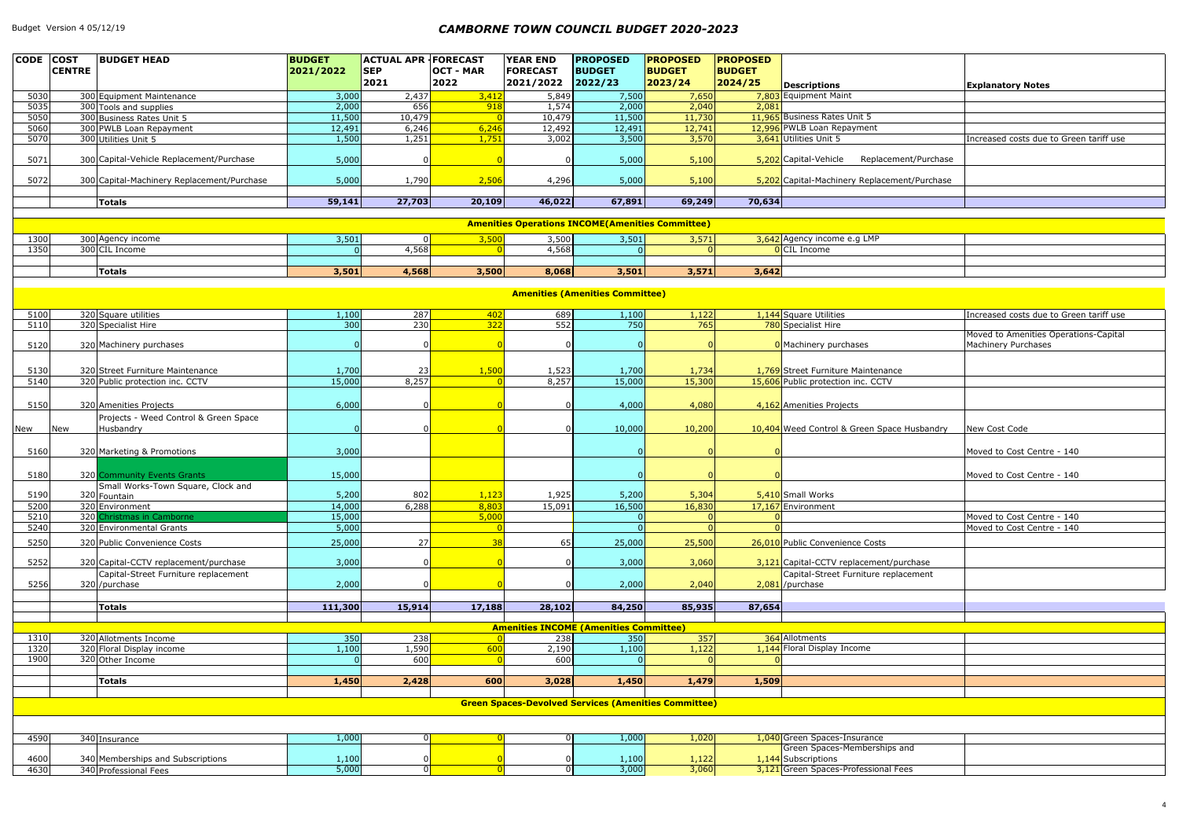# CAMBORNE TOWN COUNCIL BUDGET 2020-2023

| CODE | COST CENTRE | BUDGET HEAD | BUDGET 2021/2022 | ACTUAL APR - SEP 2021 | FORECAST OCT - MAR 2022 | YEAR END FORECAST 2021/2022 | PROPOSED BUDGET 2022/23 | PROPOSED BUDGET 2023/24 | PROPOSED BUDGET 2024/25 | Descriptions | Explanatory Notes |
|---|---|---|---|---|---|---|---|---|---|---|---|
| 5030 | 300 | Equipment Maintenance | 3,000 | 2,437 | 3,412 | 5,849 | 7,500 | 7,650 | 7,803 | Equipment Maint | |
| 5035 | 300 | Tools and supplies | 2,000 | 656 | 918 | 1,574 | 2,000 | 2,040 | 2,081 | | |
| 5050 | 300 | Business Rates Unit 5 | 11,500 | 10,479 | 0 | 10,479 | 11,500 | 11,730 | 11,965 | Business Rates Unit 5 | |
| 5060 | 300 | PWLB Loan Repayment | 12,491 | 6,246 | 6,246 | 12,492 | 12,491 | 12,741 | 12,996 | PWLB Loan Repayment | |
| 5070 | 300 | Utilities Unit 5 | 1,500 | 1,251 | 1,751 | 3,002 | 3,500 | 3,570 | 3,641 | Utilities Unit 5 | Increased costs due to Green tariff use |
| 5071 | 300 | Capital-Vehicle Replacement/Purchase | 5,000 | 0 | 0 | 0 | 5,000 | 5,100 | 5,202 | Capital-Vehicle Replacement/Purchase | |
| 5072 | 300 | Capital-Machinery Replacement/Purchase | 5,000 | 1,790 | 2,506 | 4,296 | 5,000 | 5,100 | 5,202 | Capital-Machinery Replacement/Purchase | |
| | | **Totals** | **59,141** | **27,703** | **20,109** | **46,022** | **67,891** | **69,249** | **70,634** | | |
| | | **Amenities Operations INCOME(Amenities Committee)** | | | | | | | | | |
| 1300 | 300 | Agency income | 3,501 | 0 | 3,500 | 3,500 | 3,501 | 3,571 | 3,642 | Agency income e.g LMP | |
| 1350 | 300 | CIL Income | 0 | 4,568 | 0 | 4,568 | 0 | 0 | 0 | CIL Income | |
| | | **Totals** | **3,501** | **4,568** | **3,500** | **8,068** | **3,501** | **3,571** | **3,642** | | |
| | | **Amenities (Amenities Committee)** | | | | | | | | | |
| 5100 | 320 | Square utilities | 1,100 | 287 | 402 | 689 | 1,100 | 1,122 | 1,144 | Square Utilities | Increased costs due to Green tariff use |
| 5110 | 320 | Specialist Hire | 300 | 230 | 322 | 552 | 750 | 765 | 780 | Specialist Hire | |
| 5120 | 320 | Machinery purchases | 0 | 0 | 0 | 0 | 0 | 0 | 0 | Machinery purchases | Moved to Amenities Operations-Capital Machinery Purchases |
| 5130 | 320 | Street Furniture Maintenance | 1,700 | 23 | 1,500 | 1,523 | 1,700 | 1,734 | 1,769 | Street Furniture Maintenance | |
| 5140 | 320 | Public protection inc. CCTV | 15,000 | 8,257 | 0 | 8,257 | 15,000 | 15,300 | 15,606 | Public protection inc. CCTV | |
| 5150 | 320 | Amenities Projects | 6,000 | 0 | 0 | 0 | 4,000 | 4,080 | 4,162 | Amenities Projects | |
| New | New | Projects - Weed Control & Green Space Husbandry | 0 | 0 | 0 | 0 | 10,000 | 10,200 | 10,404 | Weed Control & Green Space Husbandry | New Cost Code |
| 5160 | 320 | Marketing & Promotions | 3,000 | | | | 0 | 0 | 0 | | Moved to Cost Centre - 140 |
| 5180 | 320 | Community Events Grants | 15,000 | | | | 0 | 0 | 0 | | Moved to Cost Centre - 140 |
| 5190 | 320 | Small Works-Town Square, Clock and Fountain | 5,200 | 802 | 1,123 | 1,925 | 5,200 | 5,304 | 5,410 | Small Works | |
| 5200 | 320 | Environment | 14,000 | 6,288 | 8,803 | 15,091 | 16,500 | 16,830 | 17,167 | Environment | |
| 5210 | 320 | Christmas in Camborne | 15,000 | | 5,000 | | 0 | 0 | 0 | | Moved to Cost Centre - 140 |
| 5240 | 320 | Environmental Grants | 5,000 | | 0 | | 0 | 0 | 0 | | Moved to Cost Centre - 140 |
| 5250 | 320 | Public Convenience Costs | 25,000 | 27 | 38 | 65 | 25,000 | 25,500 | 26,010 | Public Convenience Costs | |
| 5252 | 320 | Capital-CCTV replacement/purchase | 3,000 | 0 | 0 | 0 | 3,000 | 3,060 | 3,121 | Capital-CCTV replacement/purchase | |
| 5256 | 320 | Capital-Street Furniture replacement /purchase | 2,000 | 0 | 0 | 0 | 2,000 | 2,040 | 2,081 | Capital-Street Furniture replacement /purchase | |
| | | **Totals** | **111,300** | **15,914** | **17,188** | **28,102** | **84,250** | **85,935** | **87,654** | | |
| | | **Amenities INCOME (Amenities Committee)** | | | | | | | | | |
| 1310 | 320 | Allotments Income | 350 | 238 | 0 | 238 | 350 | 357 | 364 | Allotments | |
| 1320 | 320 | Floral Display income | 1,100 | 1,590 | 600 | 2,190 | 1,100 | 1,122 | 1,144 | Floral Display Income | |
| 1900 | 320 | Other Income | 0 | 600 | 0 | 600 | 0 | 0 | 0 | | |
| | | **Totals** | **1,450** | **2,428** | **600** | **3,028** | **1,450** | **1,479** | **1,509** | | |
| | | **Green Spaces-Devolved Services (Amenities Committee)** | | | | | | | | | |
| 4590 | 340 | Insurance | 1,000 | 0 | 0 | 0 | 1,000 | 1,020 | 1,040 | Green Spaces-Insurance | |
| 4600 | 340 | Memberships and Subscriptions | 1,100 | 0 | 0 | 0 | 1,100 | 1,122 | 1,144 | Green Spaces-Memberships and Subscriptions | |
| 4630 | 340 | Professional Fees | 5,000 | 0 | 0 | 0 | 3,000 | 3,060 | 3,121 | Green Spaces-Professional Fees | |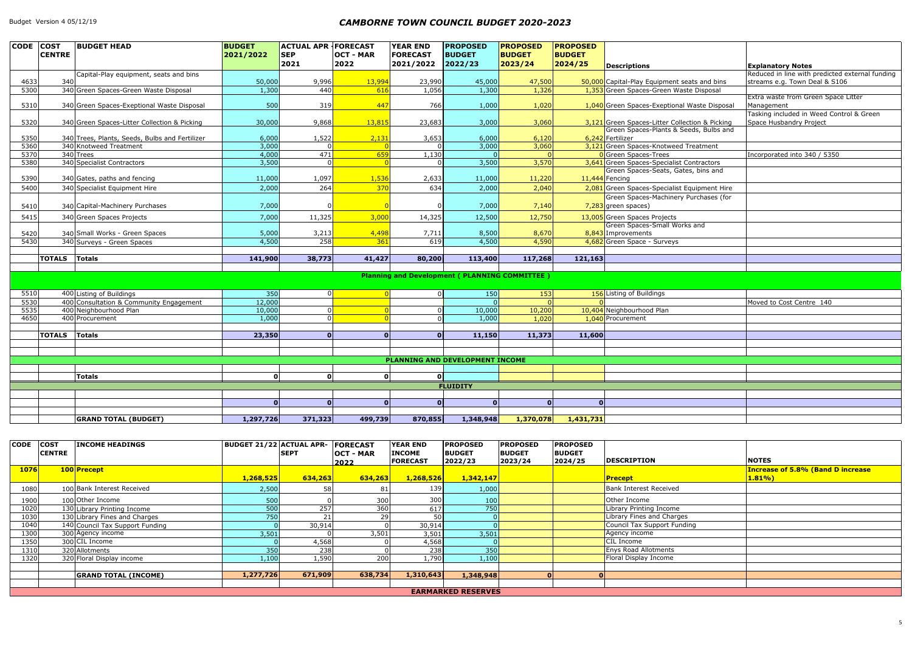Budget Version 4 05/12/19

# CAMBORNE TOWN COUNCIL BUDGET 2020-2023

| CODE | COST CENTRE | BUDGET HEAD | BUDGET 2021/2022 | ACTUAL APR - SEP 2021 | FORECAST OCT - MAR 2022 | YEAR END FORECAST 2021/2022 | PROPOSED BUDGET 2022/23 | PROPOSED BUDGET 2023/24 | PROPOSED BUDGET 2024/25 | Descriptions | Explanatory Notes |
|---|---|---|---|---|---|---|---|---|---|---|---|
| 4633 | 340 | Capital-Play equipment, seats and bins | 50,000 | 9,996 | 13,994 | 23,990 | 45,000 | 47,500 | 50,000 | Capital-Play Equipment seats and bins | Reduced in line with predicted external funding streams e.g. Town Deal & S106 |
| 5300 | 340 | Green Spaces-Green Waste Disposal | 1,300 | 440 | 616 | 1,056 | 1,300 | 1,326 | 1,353 | Green Spaces-Green Waste Disposal | |
| 5310 | 340 | Green Spaces-Exeptional Waste Disposal | 500 | 319 | 447 | 766 | 1,000 | 1,020 | 1,040 | Green Spaces-Exeptional Waste Disposal | Extra waste from Green Space Litter Management |
| 5320 | 340 | Green Spaces-Litter Collection & Picking | 30,000 | 9,868 | 13,815 | 23,683 | 3,000 | 3,060 | 3,121 | Green Spaces-Litter Collection & Picking | Tasking included in Weed Control & Green Space Husbandry Project |
| 5350 | 340 | Trees, Plants, Seeds, Bulbs and Fertilizer | 6,000 | 1,522 | 2,131 | 3,653 | 6,000 | 6,120 | 6,242 | Green Spaces-Plants & Seeds, Bulbs and Fertilizer | |
| 5360 | 340 | Knotweed Treatment | 3,000 | 0 | 0 | 0 | 3,000 | 3,060 | 3,121 | Green Spaces-Knotweed Treatment | |
| 5370 | 340 | Trees | 4,000 | 471 | 659 | 1,130 | 0 | 0 | 0 | Green Spaces-Trees | Incorporated into 340 / 5350 |
| 5380 | 340 | Specialist Contractors | 3,500 | 0 | 0 | 0 | 3,500 | 3,570 | 3,641 | Green Spaces-Specialist Contractors | |
| 5390 | 340 | Gates, paths and fencing | 11,000 | 1,097 | 1,536 | 2,633 | 11,000 | 11,220 | 11,444 | Green Spaces-Seats, Gates, bins and Fencing | |
| 5400 | 340 | Specialist Equipment Hire | 2,000 | 264 | 370 | 634 | 2,000 | 2,040 | 2,081 | Green Spaces-Specialist Equipment Hire | |
| 5410 | 340 | Capital-Machinery Purchases | 7,000 | 0 | 0 | 0 | 7,000 | 7,140 | 7,283 | Green Spaces-Machinery Purchases (for green spaces) | |
| 5415 | 340 | Green Spaces Projects | 7,000 | 11,325 | 3,000 | 14,325 | 12,500 | 12,750 | 13,005 | Green Spaces Projects | |
| 5420 | 340 | Small Works - Green Spaces | 5,000 | 3,213 | 4,498 | 7,711 | 8,500 | 8,670 | 8,843 | Green Spaces-Small Works and Improvements | |
| 5430 | 340 | Surveys - Green Spaces | 4,500 | 258 | 361 | 619 | 4,500 | 4,590 | 4,682 | Green Space - Surveys | |
| | **TOTALS** | **Totals** | **141,900** | **38,773** | **41,427** | **80,200** | **113,400** | **117,268** | **121,163** | | |
| | | | | | | **Planning and Development ( PLANNING COMMITTEE )** | | | | | |
| 5510 | 400 | Listing of Buildings | 350 | 0 | 0 | 0 | 150 | 153 | 156 | Listing of Buildings | |
| 5530 | 400 | Consultation & Community Engagement | 12,000 | | | | 0 | 0 | 0 | | Moved to Cost Centre 140 |
| 5535 | 400 | Neighbourhood Plan | 10,000 | 0 | 0 | 0 | 10,000 | 10,200 | 10,404 | Neighbourhood Plan | |
| 4650 | 400 | Procurement | 1,000 | 0 | 0 | 0 | 1,000 | 1,020 | 1,040 | Procurement | |
| | **TOTALS** | **Totals** | **23,350** | **0** | **0** | **0** | **11,150** | **11,373** | **11,600** | | |
| | | | | | | **PLANNING AND DEVELOPMENT INCOME** | | | | | |
| | | **Totals** | **0** | **0** | **0** | **0** | | | | | |
| | | | | | | | **FLUIDITY** | | | | |
| | | | **0** | **0** | **0** | **0** | **0** | **0** | **0** | | |
| | | **GRAND TOTAL (BUDGET)** | **1,297,726** | **371,323** | **499,739** | **870,855** | **1,348,948** | **1,370,078** | **1,431,731** | | |

| CODE | COST CENTRE | INCOME HEADINGS | BUDGET 21/22 | ACTUAL APR-SEPT | FORECAST OCT - MAR 2022 | YEAR END INCOME FORECAST | PROPOSED BUDGET 2022/23 | PROPOSED BUDGET 2023/24 | PROPOSED BUDGET 2024/25 | DESCRIPTION | NOTES |
|---|---|---|---|---|---|---|---|---|---|---|---|
| **1076** | **100** | **Precept** | **1,268,525** | **634,263** | **634,263** | **1,268,526** | **1,342,147** | | | **Precept** | **Increase of 5.8% (Band D increase 1.81%)** |
| 1080 | 100 | Bank Interest Received | 2,500 | 58 | 81 | 139 | 1,000 | | | Bank Interest Received | |
| 1900 | 100 | Other Income | 500 | 0 | 300 | 300 | 100 | | | Other Income | |
| 1020 | 130 | Library Printing Income | 500 | 257 | 360 | 617 | 750 | | | Library Printing Income | |
| 1030 | 130 | Library Fines and Charges | 750 | 21 | 29 | 50 | 0 | | | Library Fines and Charges | |
| 1040 | 140 | Council Tax Support Funding | 0 | 30,914 | 0 | 30,914 | 0 | | | Council Tax Support Funding | |
| 1300 | 300 | Agency income | 3,501 | 0 | 3,501 | 3,501 | 3,501 | | | Agency income | |
| 1350 | 300 | CIL Income | 0 | 4,568 | 0 | 4,568 | 0 | | | CIL Income | |
| 1310 | 320 | Allotments | 350 | 238 | 0 | 238 | 350 | | | Enys Road Allotments | |
| 1320 | 320 | Floral Display income | 1,100 | 1,590 | 200 | 1,790 | 1,100 | | | Floral Display Income | |
| | | **GRAND TOTAL (INCOME)** | **1,277,726** | **671,909** | **638,734** | **1,310,643** | **1,348,948** | **0** | **0** | | |
| | | | | | | | **EARMARKED RESERVES** | | | | |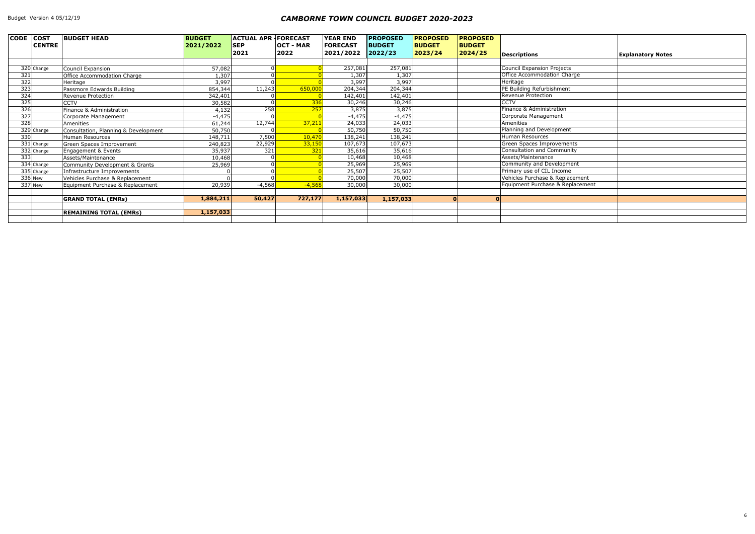Budget Version 4 05/12/19

# CAMBORNE TOWN COUNCIL BUDGET 2020-2023

| CODE | COST CENTRE | BUDGET HEAD | BUDGET 2021/2022 | ACTUAL APR - SEP 2021 | FORECAST OCT - MAR 2022 | YEAR END FORECAST 2021/2022 | PROPOSED BUDGET 2022/23 | PROPOSED BUDGET 2023/24 | PROPOSED BUDGET 2024/25 | Descriptions | Explanatory Notes |
|---|---|---|---|---|---|---|---|---|---|---|---|
| 320 | Change | Council Expansion | 57,082 | 0 | 0 | 257,081 | 257,081 | | | Council Expansion Projects | |
| 321 | | Office Accommodation Charge | 1,307 | 0 | 0 | 1,307 | 1,307 | | | Office Accommodation Charge | |
| 322 | | Heritage | 3,997 | 0 | 0 | 3,997 | 3,997 | | | Heritage | |
| 323 | | Passmore Edwards Building | 854,344 | 11,243 | 650,000 | 204,344 | 204,344 | | | PE Building Refurbishment | |
| 324 | | Revenue Protection | 342,401 | 0 | 0 | 142,401 | 142,401 | | | Revenue Protection | |
| 325 | | CCTV | 30,582 | 0 | 336 | 30,246 | 30,246 | | | CCTV | |
| 326 | | Finance & Administration | 4,132 | 258 | 257 | 3,875 | 3,875 | | | Finance & Administration | |
| 327 | | Corporate Management | -4,475 | 0 | 0 | -4,475 | -4,475 | | | Corporate Management | |
| 328 | | Amenities | 61,244 | 12,744 | 37,211 | 24,033 | 24,033 | | | Amenities | |
| 329 | Change | Consultation, Planning & Development | 50,750 | 0 | 0 | 50,750 | 50,750 | | | Planning and Development | |
| 330 | | Human Resources | 148,711 | 7,500 | 10,470 | 138,241 | 138,241 | | | Human Resources | |
| 331 | Change | Green Spaces Improvement | 240,823 | 22,929 | 33,150 | 107,673 | 107,673 | | | Green Spaces Improvements | |
| 332 | Change | Engagement & Events | 35,937 | 321 | 321 | 35,616 | 35,616 | | | Consultation and Community | |
| 333 | | Assets/Maintenance | 10,468 | 0 | 0 | 10,468 | 10,468 | | | Assets/Maintenance | |
| 334 | Change | Community Development & Grants | 25,969 | 0 | 0 | 25,969 | 25,969 | | | Community and Development | |
| 335 | Change | Infrastructure Improvements | 0 | 0 | 0 | 25,507 | 25,507 | | | Primary use of CIL Income | |
| 336 | New | Vehicles Purchase & Replacement | 0 | 0 | 0 | 70,000 | 70,000 | | | Vehicles Purchase & Replacement | |
| 337 | New | Equipment Purchase & Replacement | 20,939 | -4,568 | -4,568 | 30,000 | 30,000 | | | Equipment Purchase & Replacement | |
| | | | | | | | | | | | |
| | | **GRAND TOTAL (EMRs)** | **1,884,211** | **50,427** | **727,177** | **1,157,033** | **1,157,033** | **0** | **0** | | |
| | | | | | | | | | | | |
| | | **REMAINING TOTAL (EMRs)** | **1,157,033** | | | | | | | | |